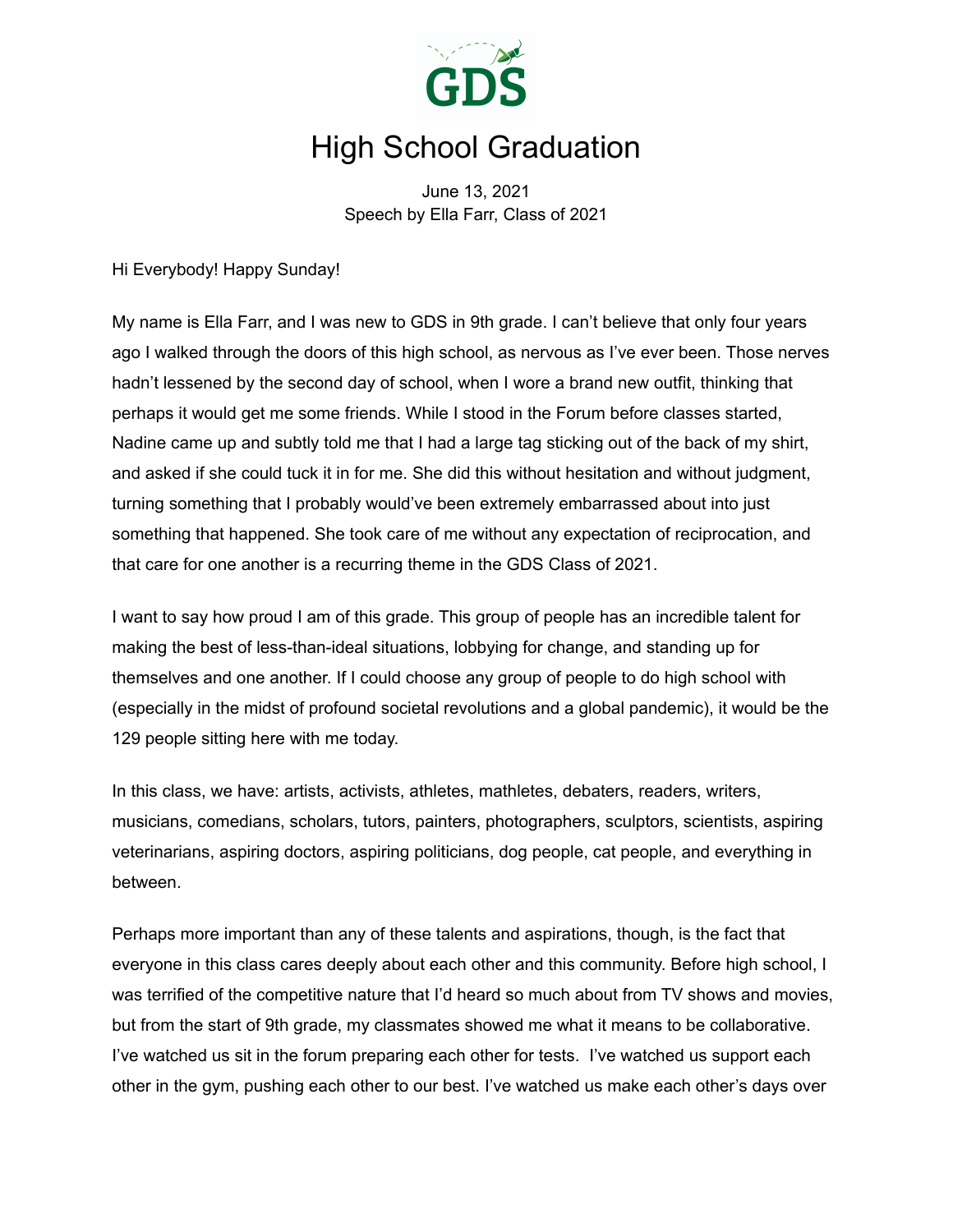GDS

# High School Graduation

June 13, 2021
Speech by Ella Farr, Class of 2021

Hi Everybody! Happy Sunday!

My name is Ella Farr, and I was new to GDS in 9th grade. I can't believe that only four years ago I walked through the doors of this high school, as nervous as I've ever been. Those nerves hadn't lessened by the second day of school, when I wore a brand new outfit, thinking that perhaps it would get me some friends. While I stood in the Forum before classes started, Nadine came up and subtly told me that I had a large tag sticking out of the back of my shirt, and asked if she could tuck it in for me. She did this without hesitation and without judgment, turning something that I probably would've been extremely embarrassed about into just something that happened. She took care of me without any expectation of reciprocation, and that care for one another is a recurring theme in the GDS Class of 2021.

I want to say how proud I am of this grade. This group of people has an incredible talent for making the best of less-than-ideal situations, lobbying for change, and standing up for themselves and one another. If I could choose any group of people to do high school with (especially in the midst of profound societal revolutions and a global pandemic), it would be the 129 people sitting here with me today.

In this class, we have: artists, activists, athletes, mathletes, debaters, readers, writers, musicians, comedians, scholars, tutors, painters, photographers, sculptors, scientists, aspiring veterinarians, aspiring doctors, aspiring politicians, dog people, cat people, and everything in between.

Perhaps more important than any of these talents and aspirations, though, is the fact that everyone in this class cares deeply about each other and this community. Before high school, I was terrified of the competitive nature that I'd heard so much about from TV shows and movies, but from the start of 9th grade, my classmates showed me what it means to be collaborative. I've watched us sit in the forum preparing each other for tests. I've watched us support each other in the gym, pushing each other to our best. I've watched us make each other's days over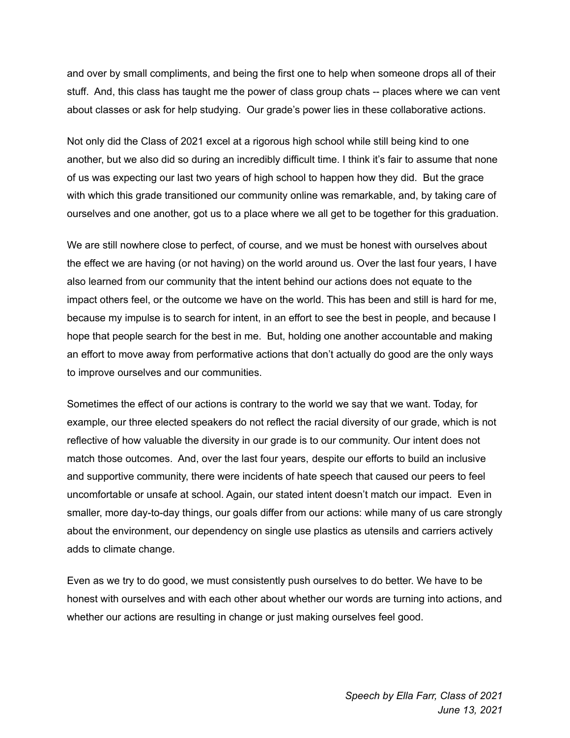and over by small compliments, and being the first one to help when someone drops all of their stuff. And, this class has taught me the power of class group chats -- places where we can vent about classes or ask for help studying. Our grade's power lies in these collaborative actions.

Not only did the Class of 2021 excel at a rigorous high school while still being kind to one another, but we also did so during an incredibly difficult time. I think it's fair to assume that none of us was expecting our last two years of high school to happen how they did. But the grace with which this grade transitioned our community online was remarkable, and, by taking care of ourselves and one another, got us to a place where we all get to be together for this graduation.

We are still nowhere close to perfect, of course, and we must be honest with ourselves about the effect we are having (or not having) on the world around us. Over the last four years, I have also learned from our community that the intent behind our actions does not equate to the impact others feel, or the outcome we have on the world. This has been and still is hard for me, because my impulse is to search for intent, in an effort to see the best in people, and because I hope that people search for the best in me. But, holding one another accountable and making an effort to move away from performative actions that don't actually do good are the only ways to improve ourselves and our communities.

Sometimes the effect of our actions is contrary to the world we say that we want. Today, for example, our three elected speakers do not reflect the racial diversity of our grade, which is not reflective of how valuable the diversity in our grade is to our community. Our intent does not match those outcomes. And, over the last four years, despite our efforts to build an inclusive and supportive community, there were incidents of hate speech that caused our peers to feel uncomfortable or unsafe at school. Again, our stated intent doesn't match our impact. Even in smaller, more day-to-day things, our goals differ from our actions: while many of us care strongly about the environment, our dependency on single use plastics as utensils and carriers actively adds to climate change.

Even as we try to do good, we must consistently push ourselves to do better. We have to be honest with ourselves and with each other about whether our words are turning into actions, and whether our actions are resulting in change or just making ourselves feel good.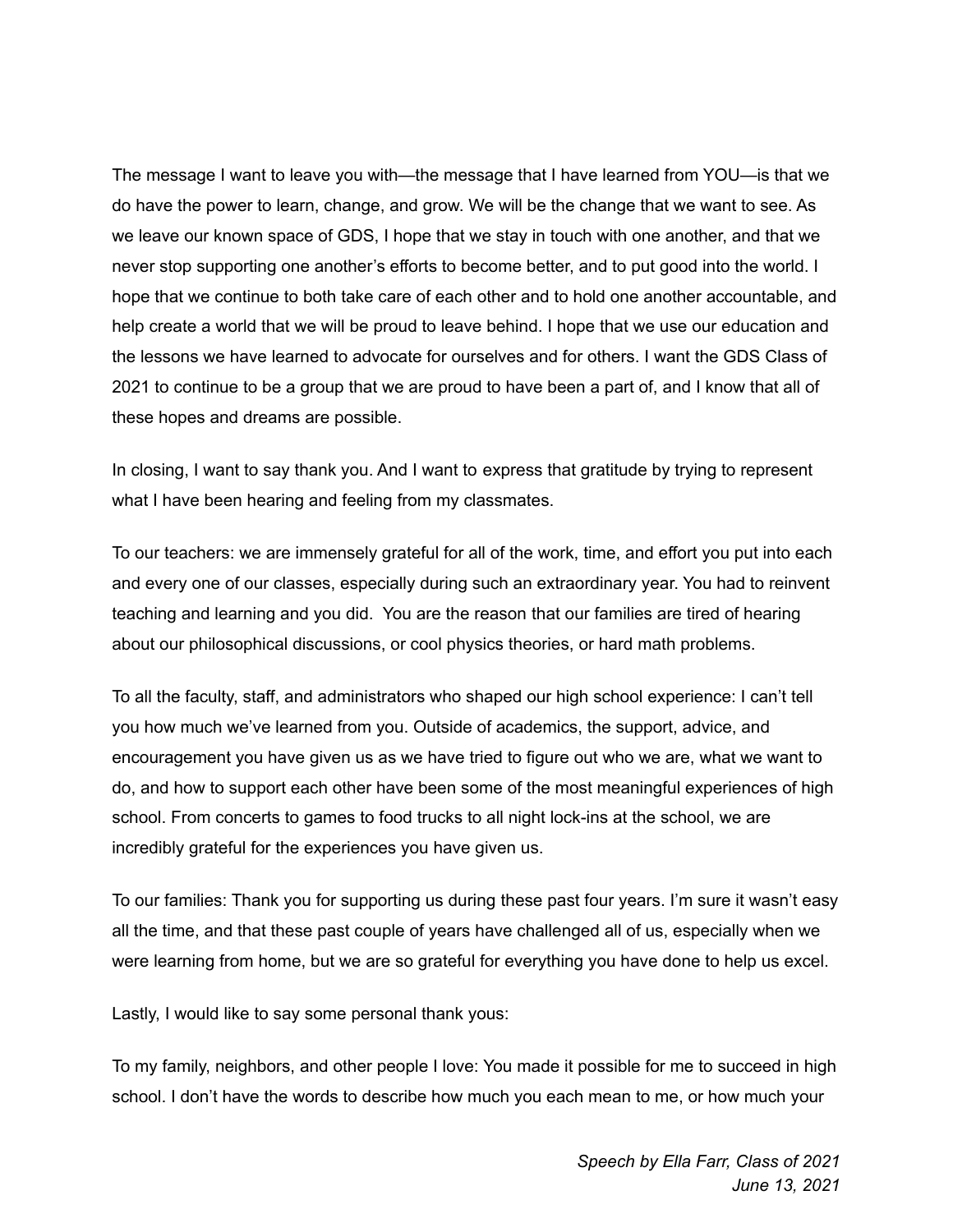The message I want to leave you with—the message that I have learned from YOU—is that we do have the power to learn, change, and grow. We will be the change that we want to see. As we leave our known space of GDS, I hope that we stay in touch with one another, and that we never stop supporting one another's efforts to become better, and to put good into the world. I hope that we continue to both take care of each other and to hold one another accountable, and help create a world that we will be proud to leave behind. I hope that we use our education and the lessons we have learned to advocate for ourselves and for others. I want the GDS Class of 2021 to continue to be a group that we are proud to have been a part of, and I know that all of these hopes and dreams are possible.

In closing, I want to say thank you. And I want to express that gratitude by trying to represent what I have been hearing and feeling from my classmates.

To our teachers: we are immensely grateful for all of the work, time, and effort you put into each and every one of our classes, especially during such an extraordinary year. You had to reinvent teaching and learning and you did. You are the reason that our families are tired of hearing about our philosophical discussions, or cool physics theories, or hard math problems.

To all the faculty, staff, and administrators who shaped our high school experience: I can't tell you how much we've learned from you. Outside of academics, the support, advice, and encouragement you have given us as we have tried to figure out who we are, what we want to do, and how to support each other have been some of the most meaningful experiences of high school. From concerts to games to food trucks to all night lock-ins at the school, we are incredibly grateful for the experiences you have given us.

To our families: Thank you for supporting us during these past four years. I'm sure it wasn't easy all the time, and that these past couple of years have challenged all of us, especially when we were learning from home, but we are so grateful for everything you have done to help us excel.

Lastly, I would like to say some personal thank yous:

To my family, neighbors, and other people I love: You made it possible for me to succeed in high school. I don't have the words to describe how much you each mean to me, or how much your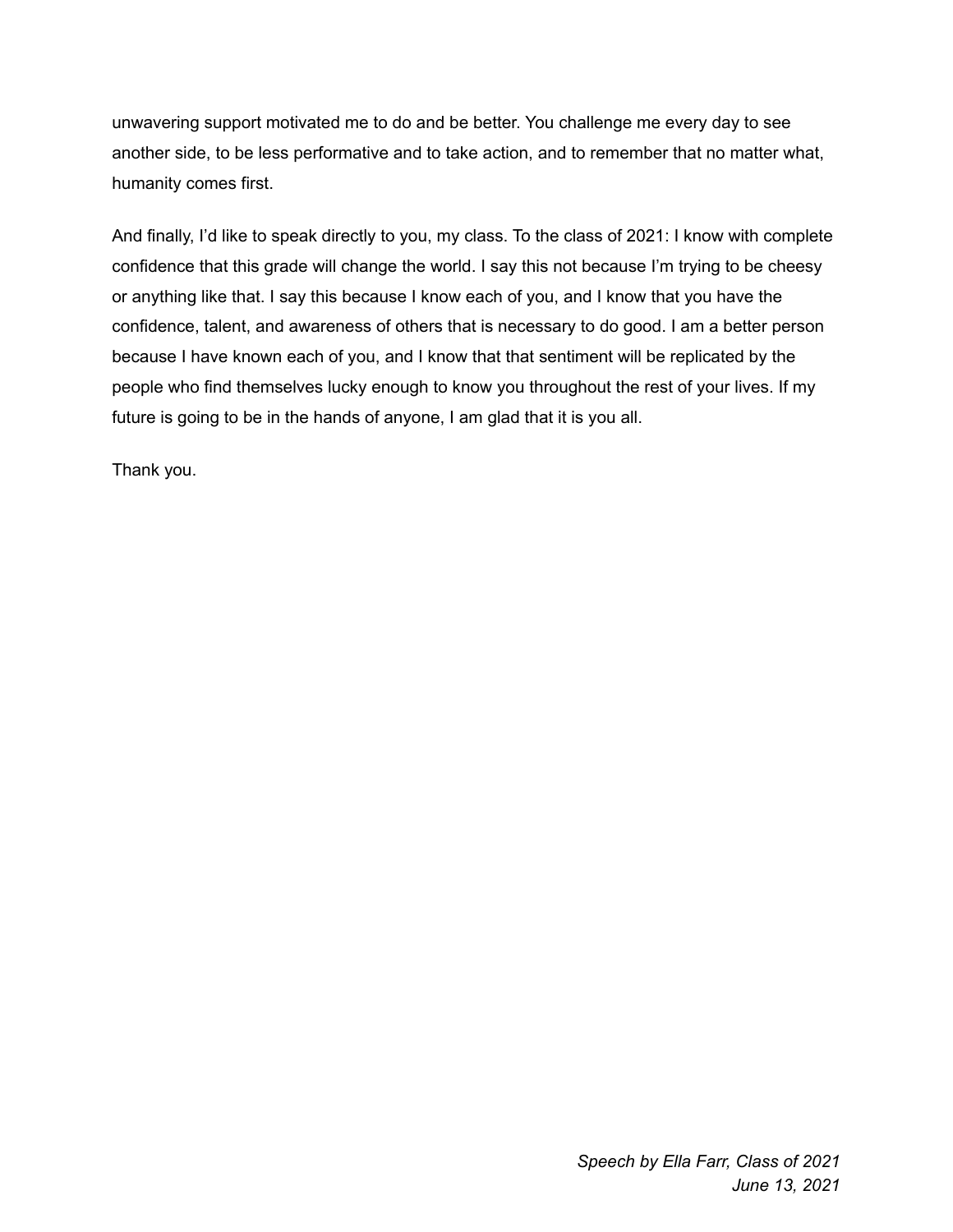unwavering support motivated me to do and be better. You challenge me every day to see another side, to be less performative and to take action, and to remember that no matter what, humanity comes first.

And finally, I'd like to speak directly to you, my class. To the class of 2021: I know with complete confidence that this grade will change the world. I say this not because I'm trying to be cheesy or anything like that. I say this because I know each of you, and I know that you have the confidence, talent, and awareness of others that is necessary to do good. I am a better person because I have known each of you, and I know that that sentiment will be replicated by the people who find themselves lucky enough to know you throughout the rest of your lives. If my future is going to be in the hands of anyone, I am glad that it is you all.

Thank you.

*Speech by Ella Farr, Class of 2021*
*June 13, 2021*